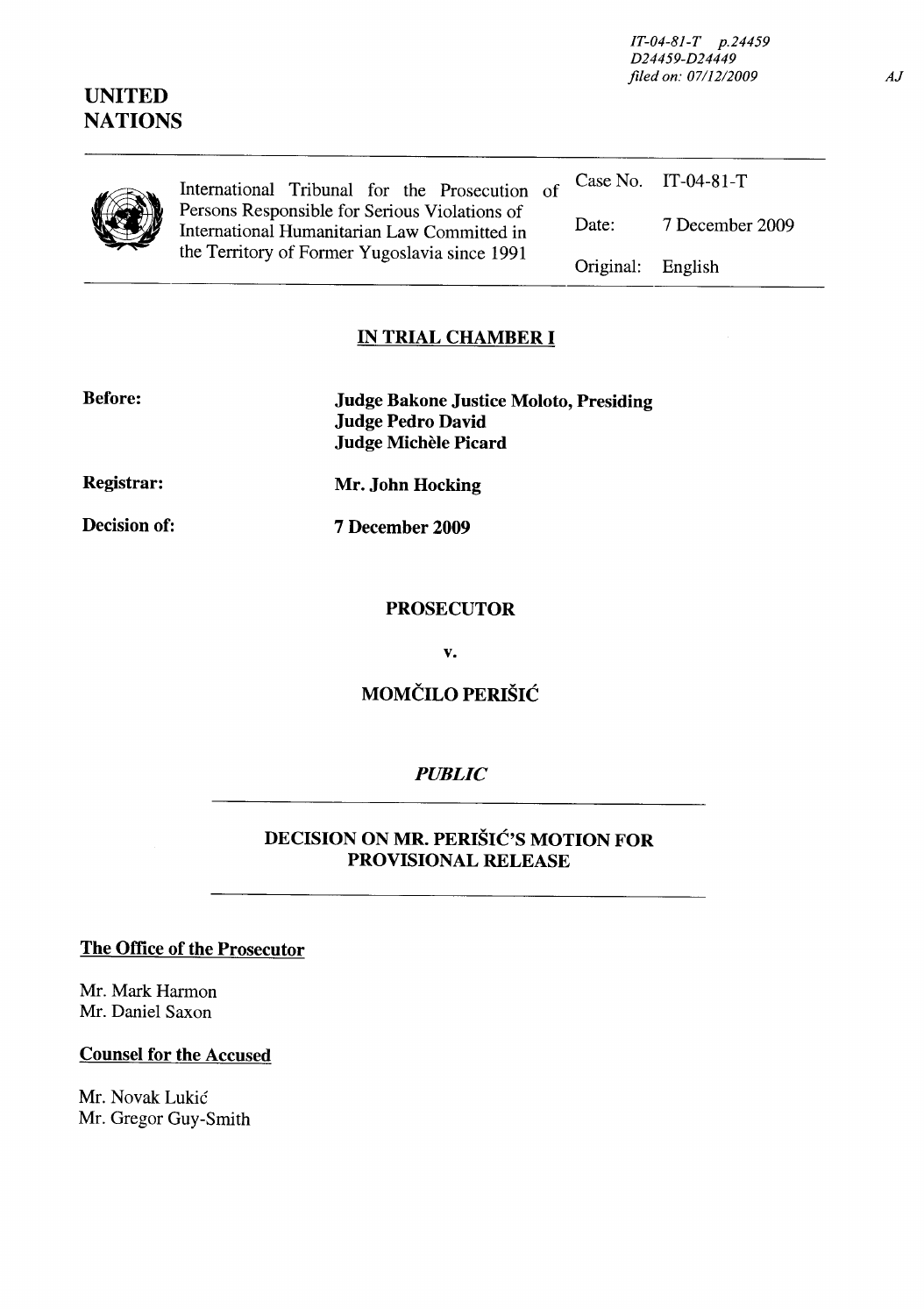IT-04-81-T p.24459
D24459-D24449
*filed on: 07/12/2009*

AJ

**UNITED NATIONS**

| International Tribunal for the Prosecution of Persons Responsible for Serious Violations of International Humanitarian Law Committed in the Territory of Former Yugoslavia since 1991 | Case No. | IT-04-81-T |
|---|---|---|
| | Date: | 7 December 2009 |
| | Original: | English |

## IN TRIAL CHAMBER I

**Before:** **Judge Bakone Justice Moloto, Presiding**
**Judge Pedro David**
**Judge Michèle Picard**

**Registrar:** **Mr. John Hocking**

**Decision of:** **7 December 2009**

**PROSECUTOR**

**v.**

**MOMČILO PERIŠIĆ**

***PUBLIC***

**DECISION ON MR. PERIŠIĆ'S MOTION FOR PROVISIONAL RELEASE**

**The Office of the Prosecutor**

Mr. Mark Harmon
Mr. Daniel Saxon

**Counsel for the Accused**

Mr. Novak Lukić
Mr. Gregor Guy-Smith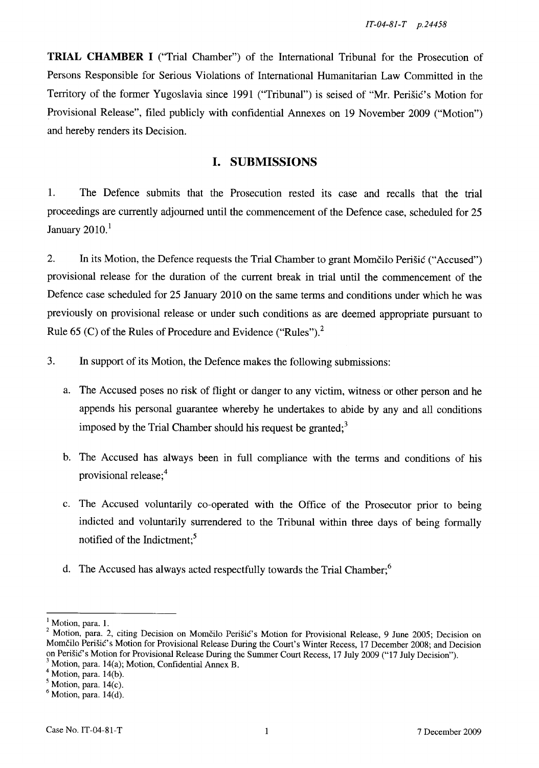**TRIAL CHAMBER I** ("Trial Chamber") of the International Tribunal for the Prosecution of Persons Responsible for Serious Violations of International Humanitarian Law Committed in the Territory of the former Yugoslavia since 1991 ("Tribunal") is seised of "Mr. Perišić's Motion for Provisional Release", filed publicly with confidential Annexes on 19 November 2009 ("Motion") and hereby renders its Decision.

## I. SUBMISSIONS

1. The Defence submits that the Prosecution rested its case and recalls that the trial proceedings are currently adjourned until the commencement of the Defence case, scheduled for 25 January 2010.[1]

2. In its Motion, the Defence requests the Trial Chamber to grant Momčilo Perišić ("Accused") provisional release for the duration of the current break in trial until the commencement of the Defence case scheduled for 25 January 2010 on the same terms and conditions under which he was previously on provisional release or under such conditions as are deemed appropriate pursuant to Rule 65 (C) of the Rules of Procedure and Evidence ("Rules").[2]

3. In support of its Motion, the Defence makes the following submissions:

   a. The Accused poses no risk of flight or danger to any victim, witness or other person and he appends his personal guarantee whereby he undertakes to abide by any and all conditions imposed by the Trial Chamber should his request be granted;[3]

   b. The Accused has always been in full compliance with the terms and conditions of his provisional release;[4]

   c. The Accused voluntarily co-operated with the Office of the Prosecutor prior to being indicted and voluntarily surrendered to the Tribunal within three days of being formally notified of the Indictment;[5]

   d. The Accused has always acted respectfully towards the Trial Chamber;[6]

---

[1] Motion, para. 1.

[2] Motion, para. 2, citing Decision on Momčilo Perišić's Motion for Provisional Release, 9 June 2005; Decision on Momčilo Perišić's Motion for Provisional Release During the Court's Winter Recess, 17 December 2008; and Decision on Perišić's Motion for Provisional Release During the Summer Court Recess, 17 July 2009 ("17 July Decision").

[3] Motion, para. 14(a); Motion, Confidential Annex B.

[4] Motion, para. 14(b).

[5] Motion, para. 14(c).

[6] Motion, para. 14(d).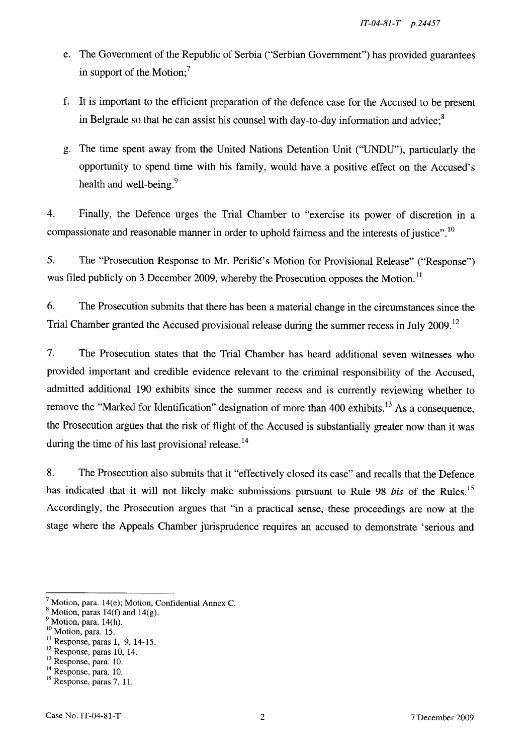e. The Government of the Republic of Serbia ("Serbian Government") has provided guarantees in support of the Motion;[7]

f. It is important to the efficient preparation of the defence case for the Accused to be present in Belgrade so that he can assist his counsel with day-to-day information and advice;[8]

g. The time spent away from the United Nations Detention Unit ("UNDU"), particularly the opportunity to spend time with his family, would have a positive effect on the Accused's health and well-being.[9]

4. Finally, the Defence urges the Trial Chamber to "exercise its power of discretion in a compassionate and reasonable manner in order to uphold fairness and the interests of justice".[10]

5. The "Prosecution Response to Mr. Perišić's Motion for Provisional Release" ("Response") was filed publicly on 3 December 2009, whereby the Prosecution opposes the Motion.[11]

6. The Prosecution submits that there has been a material change in the circumstances since the Trial Chamber granted the Accused provisional release during the summer recess in July 2009.[12]

7. The Prosecution states that the Trial Chamber has heard additional seven witnesses who provided important and credible evidence relevant to the criminal responsibility of the Accused, admitted additional 190 exhibits since the summer recess and is currently reviewing whether to remove the "Marked for Identification" designation of more than 400 exhibits.[13] As a consequence, the Prosecution argues that the risk of flight of the Accused is substantially greater now than it was during the time of his last provisional release.[14]

8. The Prosecution also submits that it "effectively closed its case" and recalls that the Defence has indicated that it will not likely make submissions pursuant to Rule 98 *bis* of the Rules.[15] Accordingly, the Prosecution argues that "in a practical sense, these proceedings are now at the stage where the Appeals Chamber jurisprudence requires an accused to demonstrate 'serious and

---

[7] Motion, para. 14(e); Motion, Confidential Annex C.
[8] Motion, paras 14(f) and 14(g).
[9] Motion, para. 14(h).
[10] Motion, para. 15.
[11] Response, paras 1, 9, 14-15.
[12] Response, paras 10, 14.
[13] Response, para. 10.
[14] Response, para. 10.
[15] Response, paras 7, 11.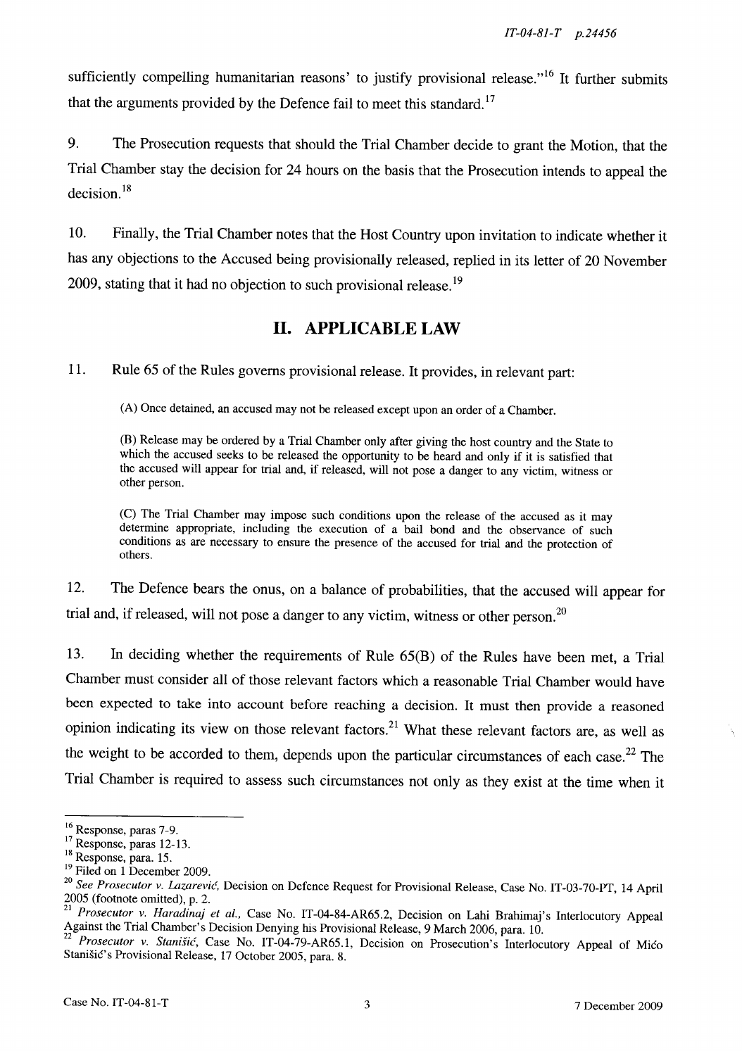sufficiently compelling humanitarian reasons' to justify provisional release."[16] It further submits that the arguments provided by the Defence fail to meet this standard.[17]

9. The Prosecution requests that should the Trial Chamber decide to grant the Motion, that the Trial Chamber stay the decision for 24 hours on the basis that the Prosecution intends to appeal the decision.[18]

10. Finally, the Trial Chamber notes that the Host Country upon invitation to indicate whether it has any objections to the Accused being provisionally released, replied in its letter of 20 November 2009, stating that it had no objection to such provisional release.[19]

## II. APPLICABLE LAW

11. Rule 65 of the Rules governs provisional release. It provides, in relevant part:

> (A) Once detained, an accused may not be released except upon an order of a Chamber.
>
> (B) Release may be ordered by a Trial Chamber only after giving the host country and the State to which the accused seeks to be released the opportunity to be heard and only if it is satisfied that the accused will appear for trial and, if released, will not pose a danger to any victim, witness or other person.
>
> (C) The Trial Chamber may impose such conditions upon the release of the accused as it may determine appropriate, including the execution of a bail bond and the observance of such conditions as are necessary to ensure the presence of the accused for trial and the protection of others.

12. The Defence bears the onus, on a balance of probabilities, that the accused will appear for trial and, if released, will not pose a danger to any victim, witness or other person.[20]

13. In deciding whether the requirements of Rule 65(B) of the Rules have been met, a Trial Chamber must consider all of those relevant factors which a reasonable Trial Chamber would have been expected to take into account before reaching a decision. It must then provide a reasoned opinion indicating its view on those relevant factors.[21] What these relevant factors are, as well as the weight to be accorded to them, depends upon the particular circumstances of each case.[22] The Trial Chamber is required to assess such circumstances not only as they exist at the time when it

---

[16] Response, paras 7-9.

[17] Response, paras 12-13.

[18] Response, para. 15.

[19] Filed on 1 December 2009.

[20] *See Prosecutor v. Lazarević*, Decision on Defence Request for Provisional Release, Case No. IT-03-70-PT, 14 April 2005 (footnote omitted), p. 2.

[21] *Prosecutor v. Haradinaj et al.*, Case No. IT-04-84-AR65.2, Decision on Lahi Brahimaj's Interlocutory Appeal Against the Trial Chamber's Decision Denying his Provisional Release, 9 March 2006, para. 10.

[22] *Prosecutor v. Stanišić*, Case No. IT-04-79-AR65.1, Decision on Prosecution's Interlocutory Appeal of Mićo Stanišić's Provisional Release, 17 October 2005, para. 8.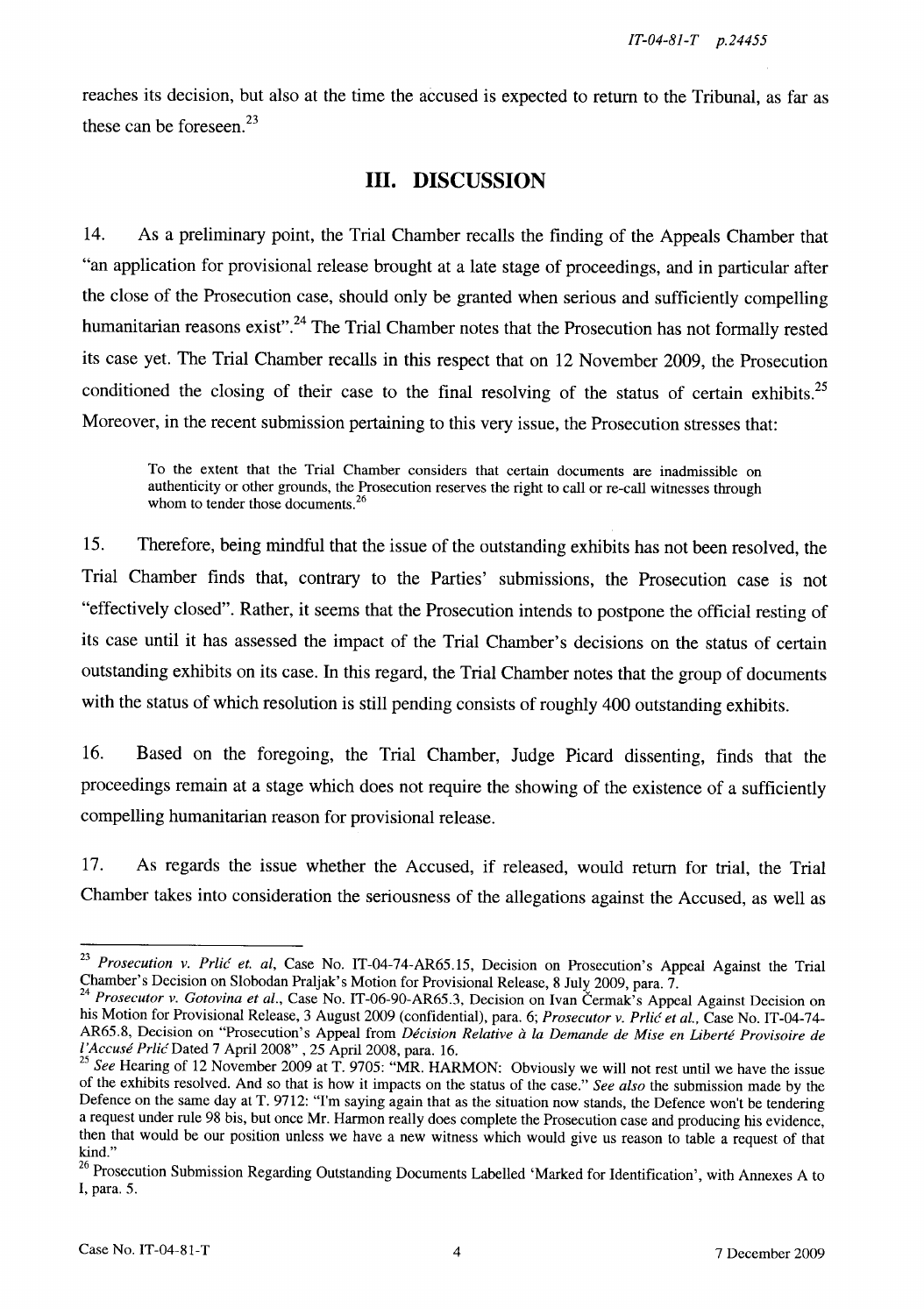reaches its decision, but also at the time the accused is expected to return to the Tribunal, as far as these can be foreseen.[23]

## III. DISCUSSION

14. As a preliminary point, the Trial Chamber recalls the finding of the Appeals Chamber that "an application for provisional release brought at a late stage of proceedings, and in particular after the close of the Prosecution case, should only be granted when serious and sufficiently compelling humanitarian reasons exist".[24] The Trial Chamber notes that the Prosecution has not formally rested its case yet. The Trial Chamber recalls in this respect that on 12 November 2009, the Prosecution conditioned the closing of their case to the final resolving of the status of certain exhibits.[25] Moreover, in the recent submission pertaining to this very issue, the Prosecution stresses that:

> To the extent that the Trial Chamber considers that certain documents are inadmissible on authenticity or other grounds, the Prosecution reserves the right to call or re-call witnesses through whom to tender those documents.[26]

15. Therefore, being mindful that the issue of the outstanding exhibits has not been resolved, the Trial Chamber finds that, contrary to the Parties' submissions, the Prosecution case is not "effectively closed". Rather, it seems that the Prosecution intends to postpone the official resting of its case until it has assessed the impact of the Trial Chamber's decisions on the status of certain outstanding exhibits on its case. In this regard, the Trial Chamber notes that the group of documents with the status of which resolution is still pending consists of roughly 400 outstanding exhibits.

16. Based on the foregoing, the Trial Chamber, Judge Picard dissenting, finds that the proceedings remain at a stage which does not require the showing of the existence of a sufficiently compelling humanitarian reason for provisional release.

17. As regards the issue whether the Accused, if released, would return for trial, the Trial Chamber takes into consideration the seriousness of the allegations against the Accused, as well as

---

[23] *Prosecution v. Prlić et. al*, Case No. IT-04-74-AR65.15, Decision on Prosecution's Appeal Against the Trial Chamber's Decision on Slobodan Praljak's Motion for Provisional Release, 8 July 2009, para. 7.

[24] *Prosecutor v. Gotovina et al.*, Case No. IT-06-90-AR65.3, Decision on Ivan Čermak's Appeal Against Decision on his Motion for Provisional Release, 3 August 2009 (confidential), para. 6; *Prosecutor v. Prlić et al.*, Case No. IT-04-74-AR65.8, Decision on "Prosecution's Appeal from *Décision Relative à la Demande de Mise en Liberté Provisoire de l'Accusé Prlić* Dated 7 April 2008", 25 April 2008, para. 16.

[25] *See* Hearing of 12 November 2009 at T. 9705: "MR. HARMON: Obviously we will not rest until we have the issue of the exhibits resolved. And so that is how it impacts on the status of the case." *See also* the submission made by the Defence on the same day at T. 9712: "I'm saying again that as the situation now stands, the Defence won't be tendering a request under rule 98 bis, but once Mr. Harmon really does complete the Prosecution case and producing his evidence, then that would be our position unless we have a new witness which would give us reason to table a request of that kind."

[26] Prosecution Submission Regarding Outstanding Documents Labelled 'Marked for Identification', with Annexes A to I, para. 5.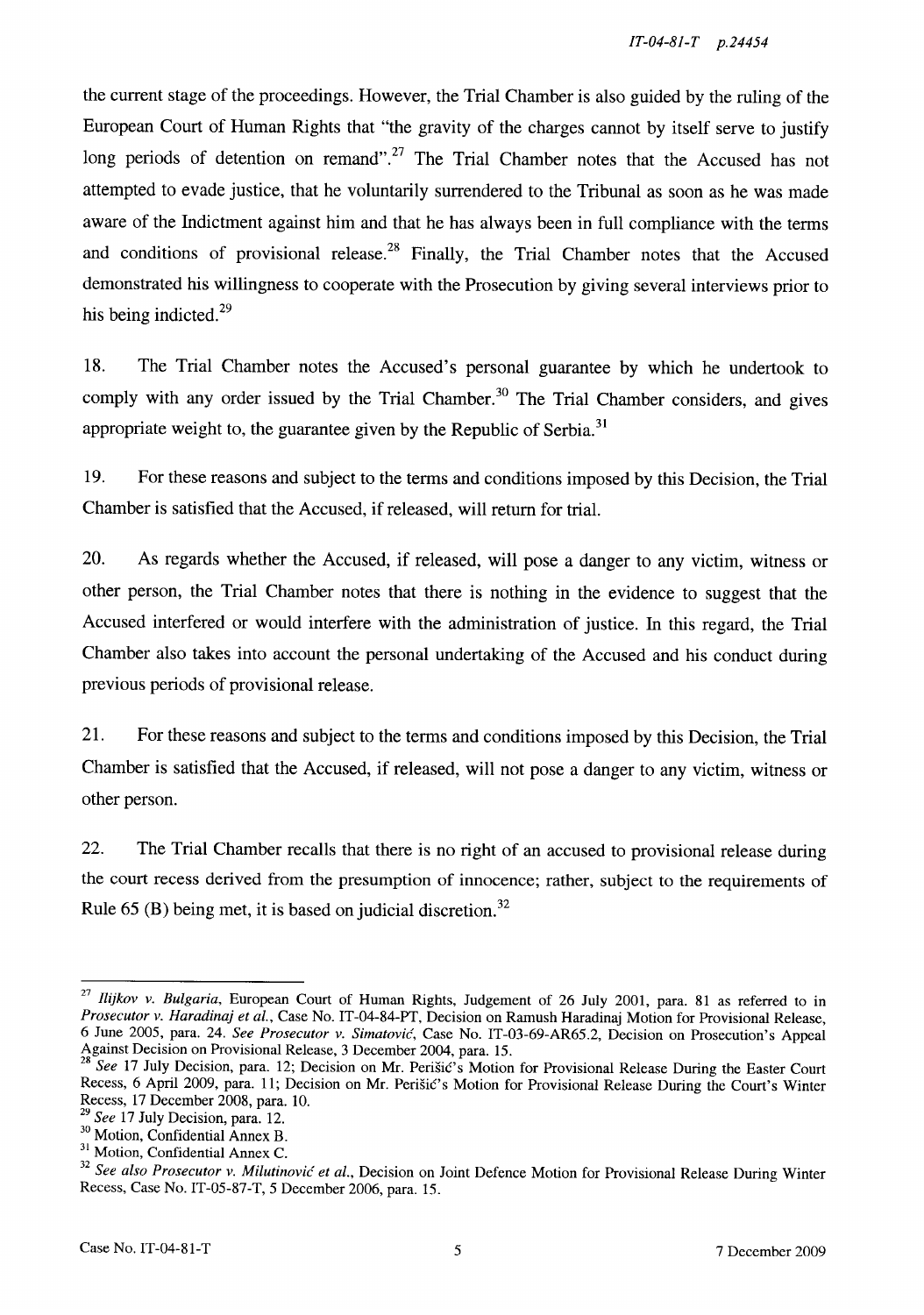the current stage of the proceedings. However, the Trial Chamber is also guided by the ruling of the European Court of Human Rights that "the gravity of the charges cannot by itself serve to justify long periods of detention on remand".[27] The Trial Chamber notes that the Accused has not attempted to evade justice, that he voluntarily surrendered to the Tribunal as soon as he was made aware of the Indictment against him and that he has always been in full compliance with the terms and conditions of provisional release.[28] Finally, the Trial Chamber notes that the Accused demonstrated his willingness to cooperate with the Prosecution by giving several interviews prior to his being indicted.[29]

18. The Trial Chamber notes the Accused's personal guarantee by which he undertook to comply with any order issued by the Trial Chamber.[30] The Trial Chamber considers, and gives appropriate weight to, the guarantee given by the Republic of Serbia.[31]

19. For these reasons and subject to the terms and conditions imposed by this Decision, the Trial Chamber is satisfied that the Accused, if released, will return for trial.

20. As regards whether the Accused, if released, will pose a danger to any victim, witness or other person, the Trial Chamber notes that there is nothing in the evidence to suggest that the Accused interfered or would interfere with the administration of justice. In this regard, the Trial Chamber also takes into account the personal undertaking of the Accused and his conduct during previous periods of provisional release.

21. For these reasons and subject to the terms and conditions imposed by this Decision, the Trial Chamber is satisfied that the Accused, if released, will not pose a danger to any victim, witness or other person.

22. The Trial Chamber recalls that there is no right of an accused to provisional release during the court recess derived from the presumption of innocence; rather, subject to the requirements of Rule 65 (B) being met, it is based on judicial discretion.[32]

---

[27] *Ilijkov v. Bulgaria*, European Court of Human Rights, Judgement of 26 July 2001, para. 81 as referred to in *Prosecutor v. Haradinaj et al.*, Case No. IT-04-84-PT, Decision on Ramush Haradinaj Motion for Provisional Release, 6 June 2005, para. 24. *See Prosecutor v. Simatović*, Case No. IT-03-69-AR65.2, Decision on Prosecution's Appeal Against Decision on Provisional Release, 3 December 2004, para. 15.

[28] *See* 17 July Decision, para. 12; Decision on Mr. Perišić's Motion for Provisional Release During the Easter Court Recess, 6 April 2009, para. 11; Decision on Mr. Perišić's Motion for Provisional Release During the Court's Winter Recess, 17 December 2008, para. 10.

[29] *See* 17 July Decision, para. 12.

[30] Motion, Confidential Annex B.

[31] Motion, Confidential Annex C.

[32] *See also Prosecutor v. Milutinović et al.*, Decision on Joint Defence Motion for Provisional Release During Winter Recess, Case No. IT-05-87-T, 5 December 2006, para. 15.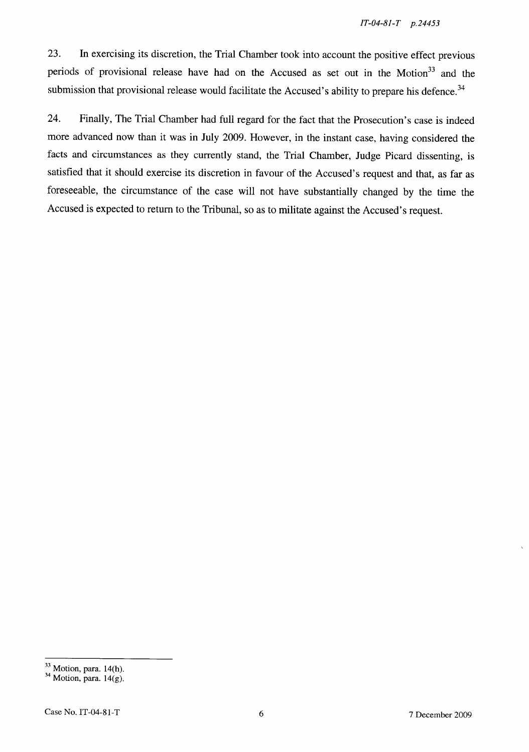23. In exercising its discretion, the Trial Chamber took into account the positive effect previous periods of provisional release have had on the Accused as set out in the Motion[33] and the submission that provisional release would facilitate the Accused's ability to prepare his defence.[34]

24. Finally, The Trial Chamber had full regard for the fact that the Prosecution's case is indeed more advanced now than it was in July 2009. However, in the instant case, having considered the facts and circumstances as they currently stand, the Trial Chamber, Judge Picard dissenting, is satisfied that it should exercise its discretion in favour of the Accused's request and that, as far as foreseeable, the circumstance of the case will not have substantially changed by the time the Accused is expected to return to the Tribunal, so as to militate against the Accused's request.

---

[33] Motion, para. 14(h).

[34] Motion, para. 14(g).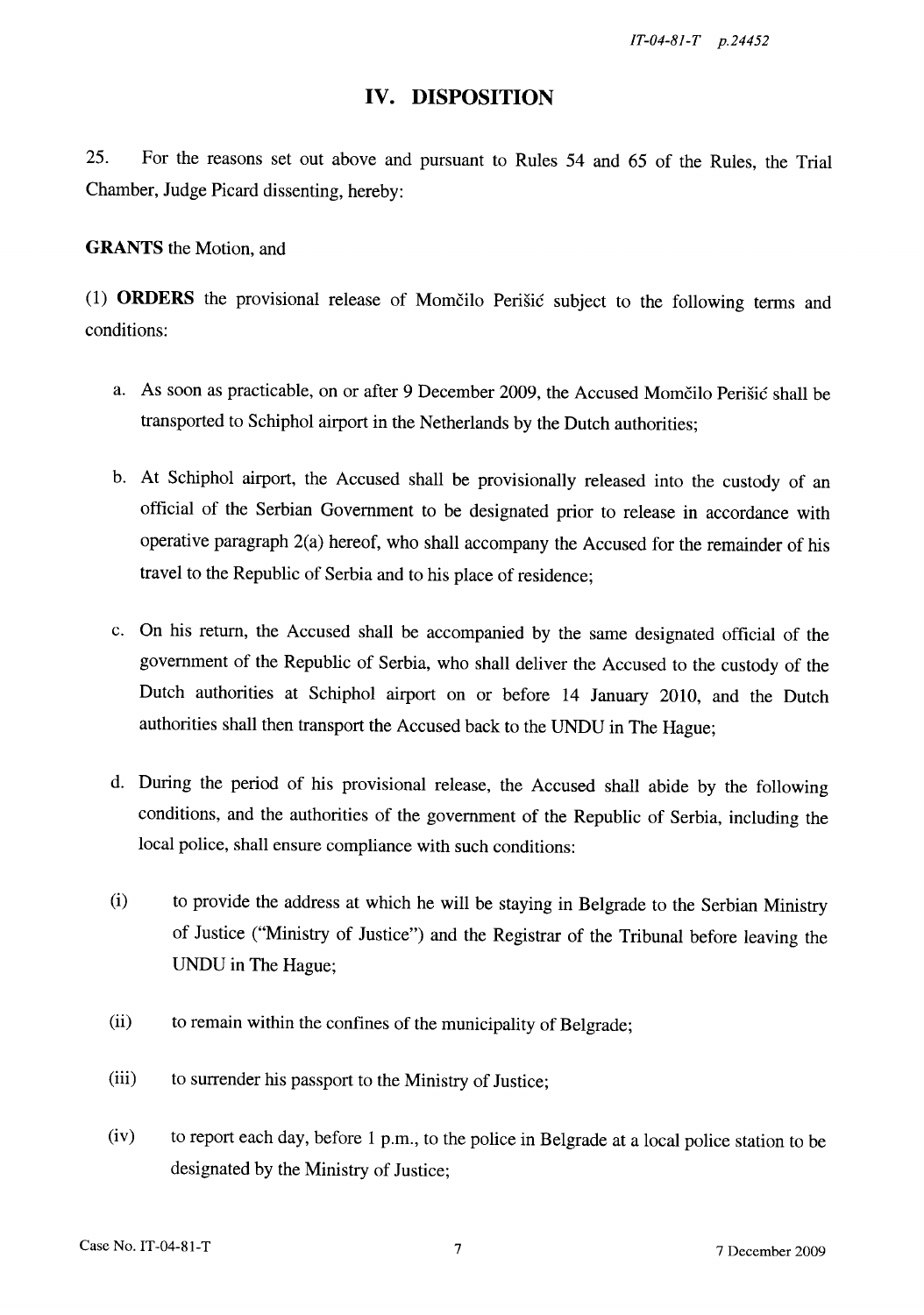## IV. DISPOSITION

25. For the reasons set out above and pursuant to Rules 54 and 65 of the Rules, the Trial Chamber, Judge Picard dissenting, hereby:

**GRANTS** the Motion, and

(1) **ORDERS** the provisional release of Momčilo Perišić subject to the following terms and conditions:

a. As soon as practicable, on or after 9 December 2009, the Accused Momčilo Perišić shall be transported to Schiphol airport in the Netherlands by the Dutch authorities;

b. At Schiphol airport, the Accused shall be provisionally released into the custody of an official of the Serbian Government to be designated prior to release in accordance with operative paragraph 2(a) hereof, who shall accompany the Accused for the remainder of his travel to the Republic of Serbia and to his place of residence;

c. On his return, the Accused shall be accompanied by the same designated official of the government of the Republic of Serbia, who shall deliver the Accused to the custody of the Dutch authorities at Schiphol airport on or before 14 January 2010, and the Dutch authorities shall then transport the Accused back to the UNDU in The Hague;

d. During the period of his provisional release, the Accused shall abide by the following conditions, and the authorities of the government of the Republic of Serbia, including the local police, shall ensure compliance with such conditions:

(i) to provide the address at which he will be staying in Belgrade to the Serbian Ministry of Justice ("Ministry of Justice") and the Registrar of the Tribunal before leaving the UNDU in The Hague;

(ii) to remain within the confines of the municipality of Belgrade;

(iii) to surrender his passport to the Ministry of Justice;

(iv) to report each day, before 1 p.m., to the police in Belgrade at a local police station to be designated by the Ministry of Justice;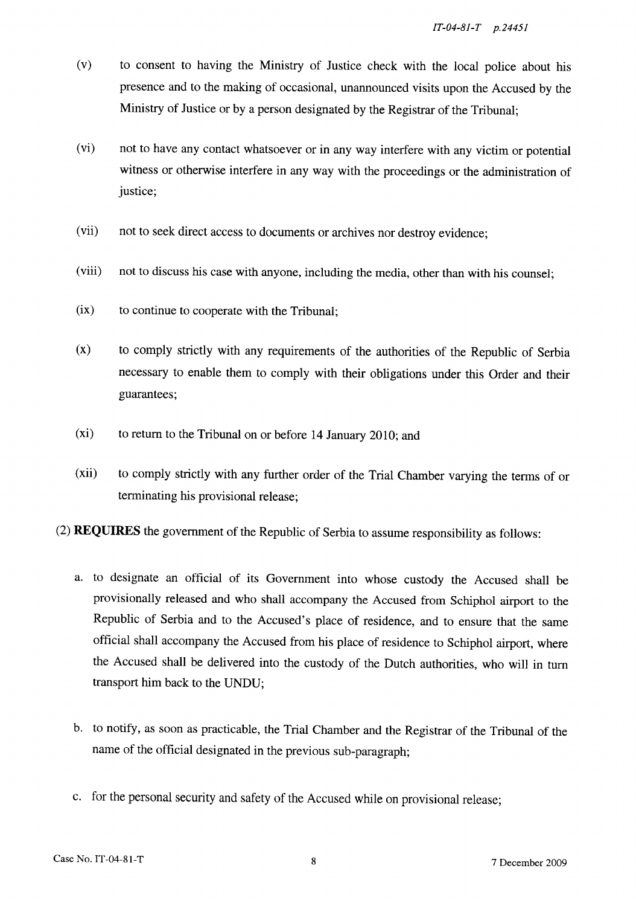(v) to consent to having the Ministry of Justice check with the local police about his presence and to the making of occasional, unannounced visits upon the Accused by the Ministry of Justice or by a person designated by the Registrar of the Tribunal;

(vi) not to have any contact whatsoever or in any way interfere with any victim or potential witness or otherwise interfere in any way with the proceedings or the administration of justice;

(vii) not to seek direct access to documents or archives nor destroy evidence;

(viii) not to discuss his case with anyone, including the media, other than with his counsel;

(ix) to continue to cooperate with the Tribunal;

(x) to comply strictly with any requirements of the authorities of the Republic of Serbia necessary to enable them to comply with their obligations under this Order and their guarantees;

(xi) to return to the Tribunal on or before 14 January 2010; and

(xii) to comply strictly with any further order of the Trial Chamber varying the terms of or terminating his provisional release;

(2) **REQUIRES** the government of the Republic of Serbia to assume responsibility as follows:

a. to designate an official of its Government into whose custody the Accused shall be provisionally released and who shall accompany the Accused from Schiphol airport to the Republic of Serbia and to the Accused's place of residence, and to ensure that the same official shall accompany the Accused from his place of residence to Schiphol airport, where the Accused shall be delivered into the custody of the Dutch authorities, who will in turn transport him back to the UNDU;

b. to notify, as soon as practicable, the Trial Chamber and the Registrar of the Tribunal of the name of the official designated in the previous sub-paragraph;

c. for the personal security and safety of the Accused while on provisional release;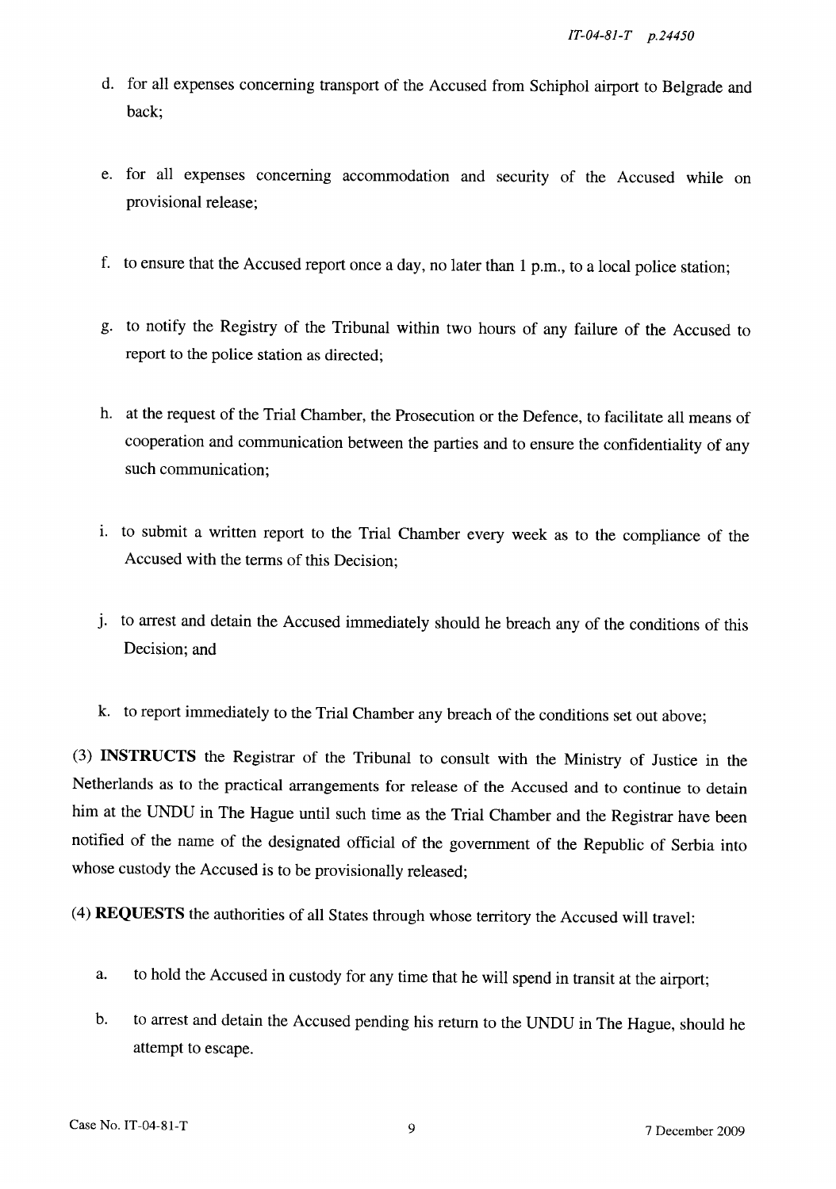d. for all expenses concerning transport of the Accused from Schiphol airport to Belgrade and back;

e. for all expenses concerning accommodation and security of the Accused while on provisional release;

f. to ensure that the Accused report once a day, no later than 1 p.m., to a local police station;

g. to notify the Registry of the Tribunal within two hours of any failure of the Accused to report to the police station as directed;

h. at the request of the Trial Chamber, the Prosecution or the Defence, to facilitate all means of cooperation and communication between the parties and to ensure the confidentiality of any such communication;

i. to submit a written report to the Trial Chamber every week as to the compliance of the Accused with the terms of this Decision;

j. to arrest and detain the Accused immediately should he breach any of the conditions of this Decision; and

k. to report immediately to the Trial Chamber any breach of the conditions set out above;

(3) **INSTRUCTS** the Registrar of the Tribunal to consult with the Ministry of Justice in the Netherlands as to the practical arrangements for release of the Accused and to continue to detain him at the UNDU in The Hague until such time as the Trial Chamber and the Registrar have been notified of the name of the designated official of the government of the Republic of Serbia into whose custody the Accused is to be provisionally released;

(4) **REQUESTS** the authorities of all States through whose territory the Accused will travel:

a. to hold the Accused in custody for any time that he will spend in transit at the airport;

b. to arrest and detain the Accused pending his return to the UNDU in The Hague, should he attempt to escape.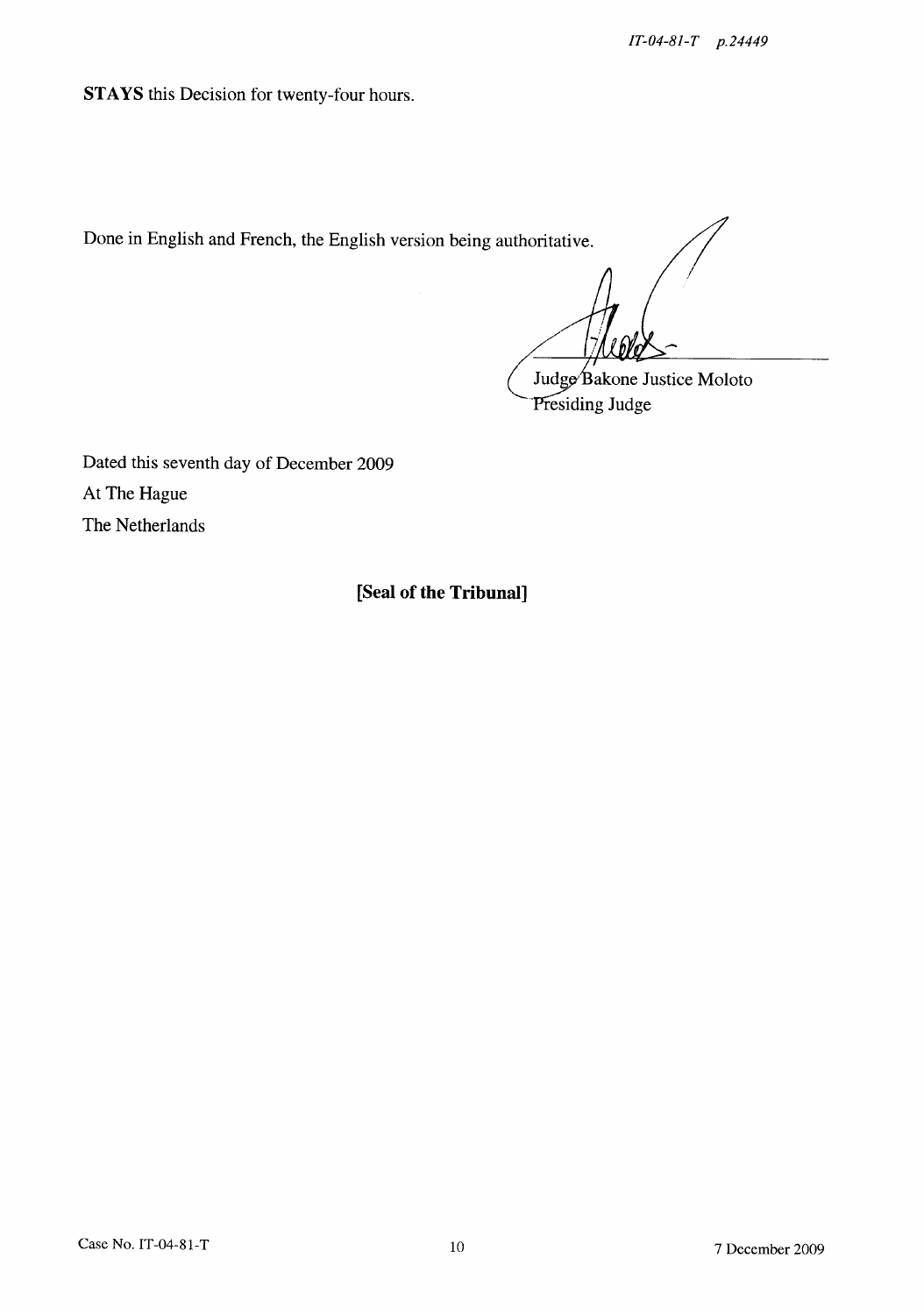**STAYS** this Decision for twenty-four hours.

Done in English and French, the English version being authoritative.

Judge Bakone Justice Moloto
Presiding Judge

Dated this seventh day of December 2009
At The Hague
The Netherlands

**[Seal of the Tribunal]**